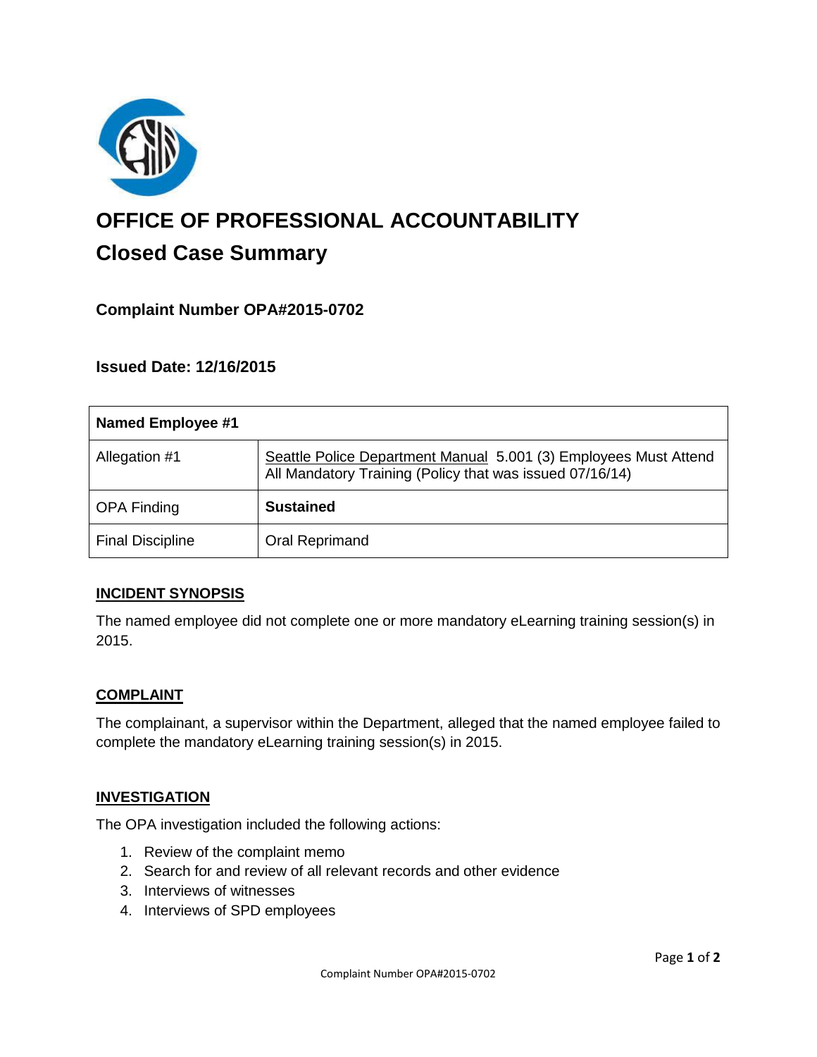# OFFICE OF PROFESSIONAL ACCOUNTABILITY

## Closed Case Summary

### Complaint Number OPA#2015-0702

### Issued Date: 12/16/2015

| Named Employee #1 | |
|---|---|
| Allegation #1 | Seattle Police Department Manual 5.001 (3) Employees Must Attend All Mandatory Training (Policy that was issued 07/16/14) |
| OPA Finding | **Sustained** |
| Final Discipline | Oral Reprimand |

## INCIDENT SYNOPSIS

The named employee did not complete one or more mandatory eLearning training session(s) in 2015.

## COMPLAINT

The complainant, a supervisor within the Department, alleged that the named employee failed to complete the mandatory eLearning training session(s) in 2015.

## INVESTIGATION

The OPA investigation included the following actions:

1. Review of the complaint memo
2. Search for and review of all relevant records and other evidence
3. Interviews of witnesses
4. Interviews of SPD employees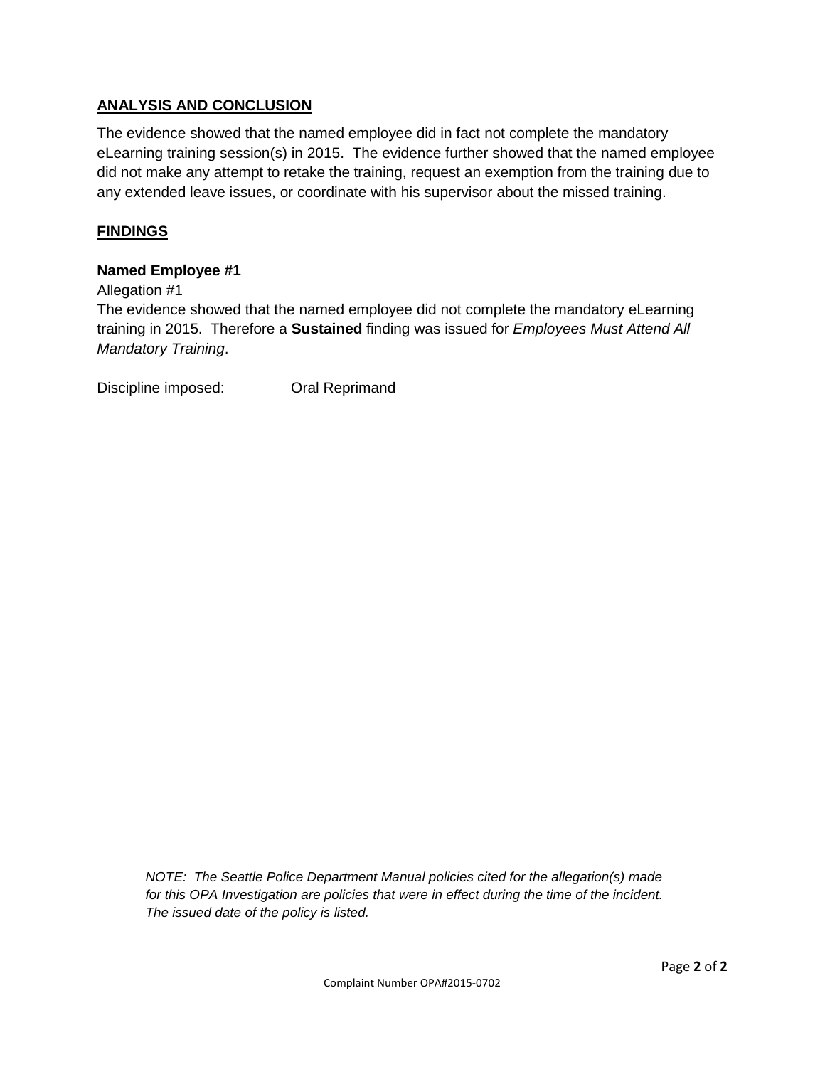## ANALYSIS AND CONCLUSION

The evidence showed that the named employee did in fact not complete the mandatory eLearning training session(s) in 2015. The evidence further showed that the named employee did not make any attempt to retake the training, request an exemption from the training due to any extended leave issues, or coordinate with his supervisor about the missed training.

## FINDINGS

**Named Employee #1**

Allegation #1

The evidence showed that the named employee did not complete the mandatory eLearning training in 2015. Therefore a **Sustained** finding was issued for *Employees Must Attend All Mandatory Training*.

Discipline imposed: Oral Reprimand

*NOTE: The Seattle Police Department Manual policies cited for the allegation(s) made for this OPA Investigation are policies that were in effect during the time of the incident. The issued date of the policy is listed.*

Complaint Number OPA#2015-0702